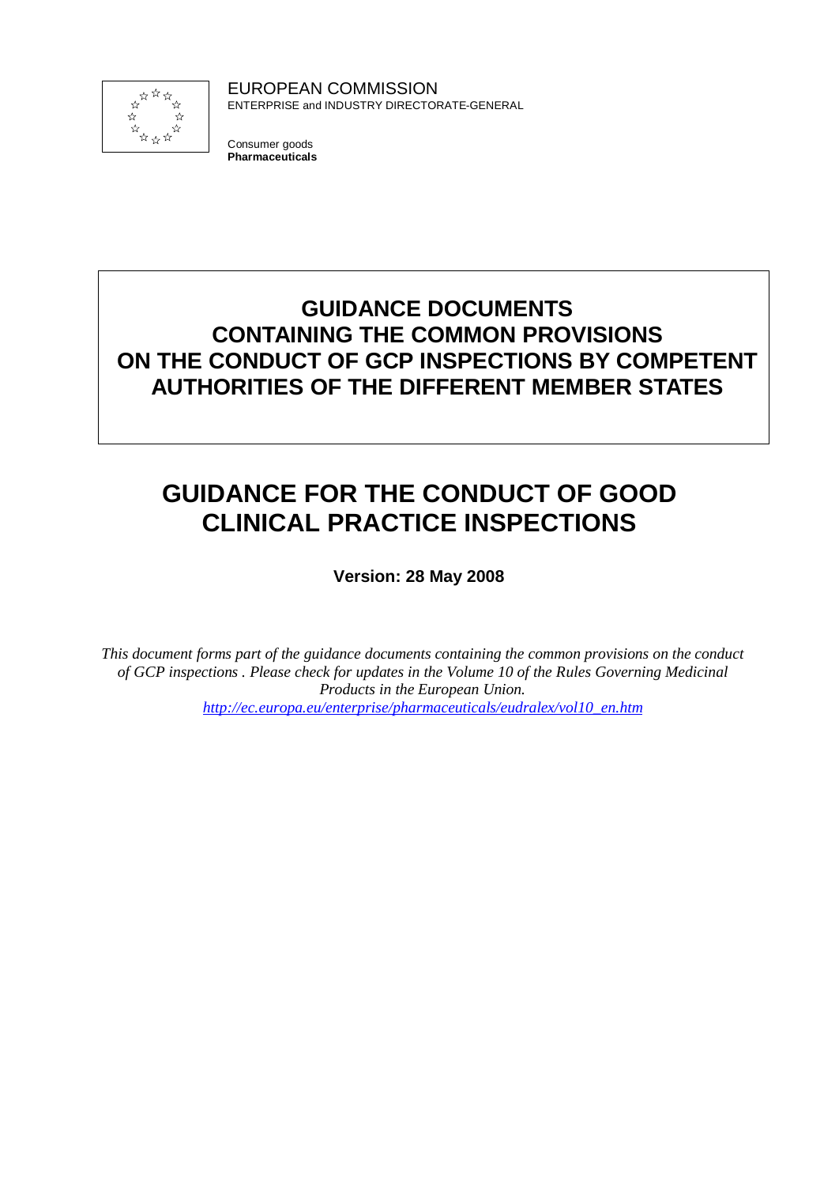EUROPEAN COMMISSION
ENTERPRISE and INDUSTRY DIRECTORATE-GENERAL

Consumer goods
**Pharmaceuticals**

# GUIDANCE DOCUMENTS CONTAINING THE COMMON PROVISIONS ON THE CONDUCT OF GCP INSPECTIONS BY COMPETENT AUTHORITIES OF THE DIFFERENT MEMBER STATES

# GUIDANCE FOR THE CONDUCT OF GOOD CLINICAL PRACTICE INSPECTIONS

**Version: 28 May 2008**

*This document forms part of the guidance documents containing the common provisions on the conduct of GCP inspections . Please check for updates in the Volume 10 of the Rules Governing Medicinal Products in the European Union.*
*http://ec.europa.eu/enterprise/pharmaceuticals/eudralex/vol10_en.htm*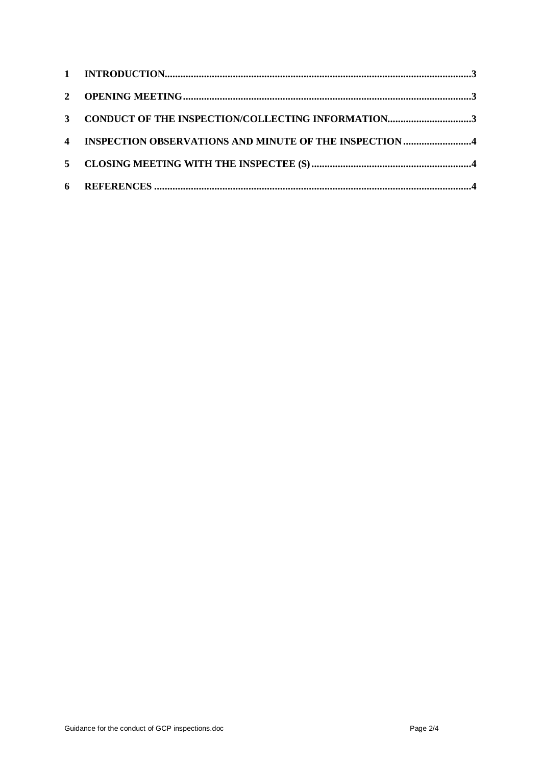| | | |
|---|---|---|
| **1** | **INTRODUCTION** | **3** |
| **2** | **OPENING MEETING** | **3** |
| **3** | **CONDUCT OF THE INSPECTION/COLLECTING INFORMATION** | **3** |
| **4** | **INSPECTION OBSERVATIONS AND MINUTE OF THE INSPECTION** | **4** |
| **5** | **CLOSING MEETING WITH THE INSPECTEE (S)** | **4** |
| **6** | **REFERENCES** | **4** |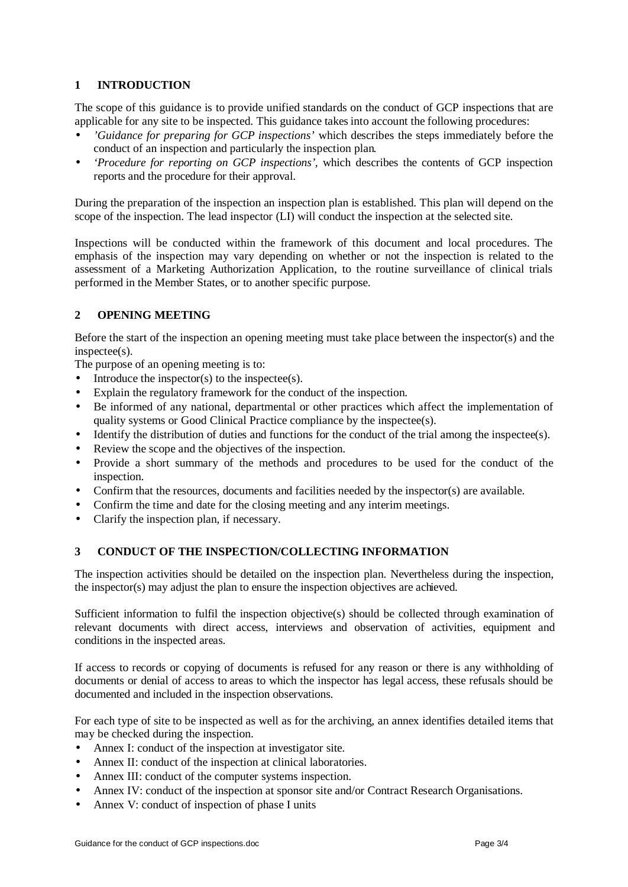## 1 INTRODUCTION

The scope of this guidance is to provide unified standards on the conduct of GCP inspections that are applicable for any site to be inspected. This guidance takes into account the following procedures:

- *'Guidance for preparing for GCP inspections'* which describes the steps immediately before the conduct of an inspection and particularly the inspection plan.
- *'Procedure for reporting on GCP inspections'*, which describes the contents of GCP inspection reports and the procedure for their approval.

During the preparation of the inspection an inspection plan is established. This plan will depend on the scope of the inspection. The lead inspector (LI) will conduct the inspection at the selected site.

Inspections will be conducted within the framework of this document and local procedures. The emphasis of the inspection may vary depending on whether or not the inspection is related to the assessment of a Marketing Authorization Application, to the routine surveillance of clinical trials performed in the Member States, or to another specific purpose.

## 2 OPENING MEETING

Before the start of the inspection an opening meeting must take place between the inspector(s) and the inspectee(s).

The purpose of an opening meeting is to:

- Introduce the inspector(s) to the inspectee(s).
- Explain the regulatory framework for the conduct of the inspection.
- Be informed of any national, departmental or other practices which affect the implementation of quality systems or Good Clinical Practice compliance by the inspectee(s).
- Identify the distribution of duties and functions for the conduct of the trial among the inspectee(s).
- Review the scope and the objectives of the inspection.
- Provide a short summary of the methods and procedures to be used for the conduct of the inspection.
- Confirm that the resources, documents and facilities needed by the inspector(s) are available.
- Confirm the time and date for the closing meeting and any interim meetings.
- Clarify the inspection plan, if necessary.

## 3 CONDUCT OF THE INSPECTION/COLLECTING INFORMATION

The inspection activities should be detailed on the inspection plan. Nevertheless during the inspection, the inspector(s) may adjust the plan to ensure the inspection objectives are achieved.

Sufficient information to fulfil the inspection objective(s) should be collected through examination of relevant documents with direct access, interviews and observation of activities, equipment and conditions in the inspected areas.

If access to records or copying of documents is refused for any reason or there is any withholding of documents or denial of access to areas to which the inspector has legal access, these refusals should be documented and included in the inspection observations.

For each type of site to be inspected as well as for the archiving, an annex identifies detailed items that may be checked during the inspection.

- Annex I: conduct of the inspection at investigator site.
- Annex II: conduct of the inspection at clinical laboratories.
- Annex III: conduct of the computer systems inspection.
- Annex IV: conduct of the inspection at sponsor site and/or Contract Research Organisations.
- Annex V: conduct of inspection of phase I units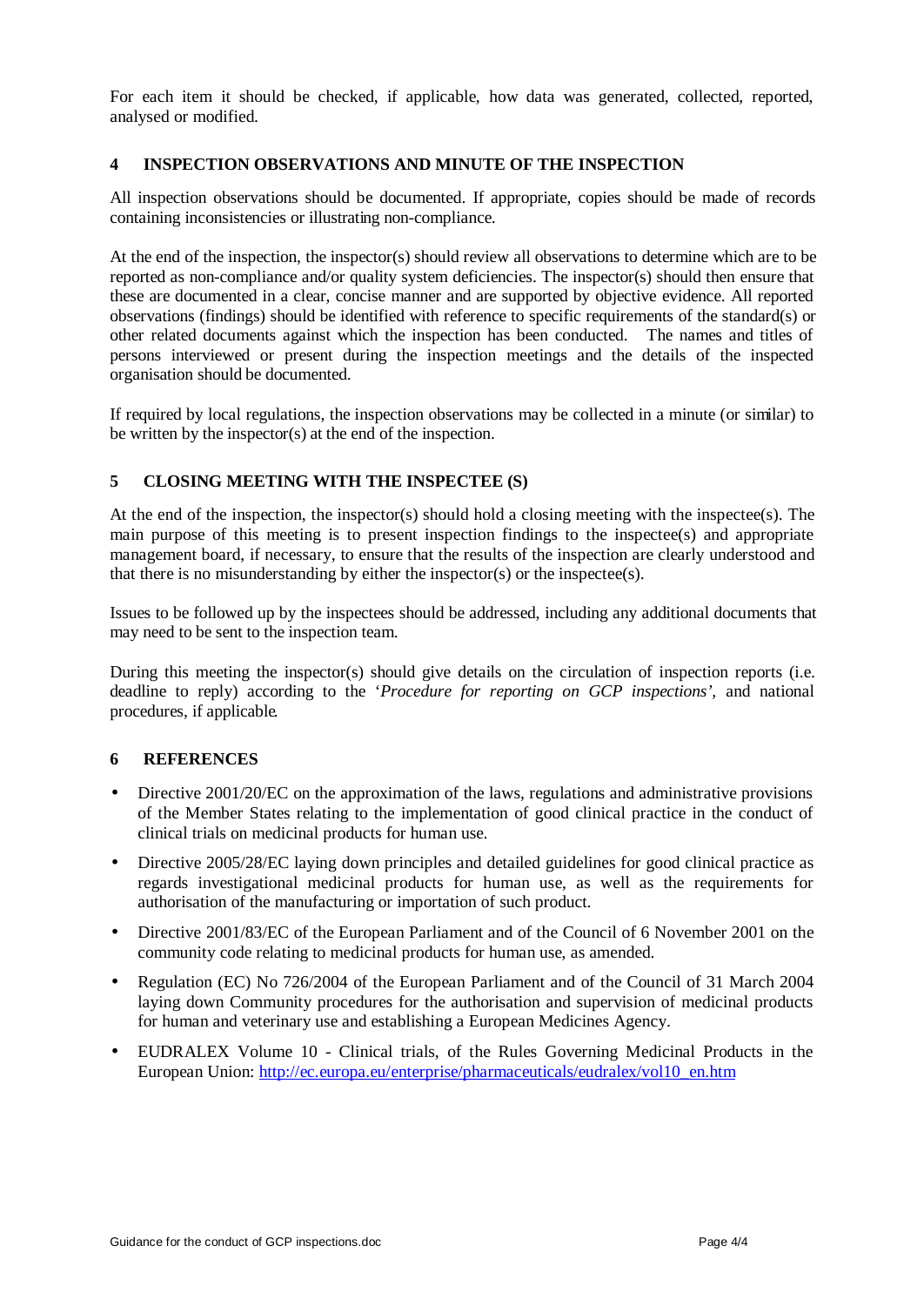For each item it should be checked, if applicable, how data was generated, collected, reported, analysed or modified.

## 4 INSPECTION OBSERVATIONS AND MINUTE OF THE INSPECTION

All inspection observations should be documented. If appropriate, copies should be made of records containing inconsistencies or illustrating non-compliance.

At the end of the inspection, the inspector(s) should review all observations to determine which are to be reported as non-compliance and/or quality system deficiencies. The inspector(s) should then ensure that these are documented in a clear, concise manner and are supported by objective evidence. All reported observations (findings) should be identified with reference to specific requirements of the standard(s) or other related documents against which the inspection has been conducted. The names and titles of persons interviewed or present during the inspection meetings and the details of the inspected organisation should be documented.

If required by local regulations, the inspection observations may be collected in a minute (or similar) to be written by the inspector(s) at the end of the inspection.

## 5 CLOSING MEETING WITH THE INSPECTEE (S)

At the end of the inspection, the inspector(s) should hold a closing meeting with the inspectee(s). The main purpose of this meeting is to present inspection findings to the inspectee(s) and appropriate management board, if necessary, to ensure that the results of the inspection are clearly understood and that there is no misunderstanding by either the inspector(s) or the inspectee(s).

Issues to be followed up by the inspectees should be addressed, including any additional documents that may need to be sent to the inspection team.

During this meeting the inspector(s) should give details on the circulation of inspection reports (i.e. deadline to reply) according to the '*Procedure for reporting on GCP inspections'*, and national procedures, if applicable.

## 6 REFERENCES

- Directive 2001/20/EC on the approximation of the laws, regulations and administrative provisions of the Member States relating to the implementation of good clinical practice in the conduct of clinical trials on medicinal products for human use.
- Directive 2005/28/EC laying down principles and detailed guidelines for good clinical practice as regards investigational medicinal products for human use, as well as the requirements for authorisation of the manufacturing or importation of such product.
- Directive 2001/83/EC of the European Parliament and of the Council of 6 November 2001 on the community code relating to medicinal products for human use, as amended.
- Regulation (EC) No 726/2004 of the European Parliament and of the Council of 31 March 2004 laying down Community procedures for the authorisation and supervision of medicinal products for human and veterinary use and establishing a European Medicines Agency.
- EUDRALEX Volume 10 - Clinical trials, of the Rules Governing Medicinal Products in the European Union: http://ec.europa.eu/enterprise/pharmaceuticals/eudralex/vol10_en.htm